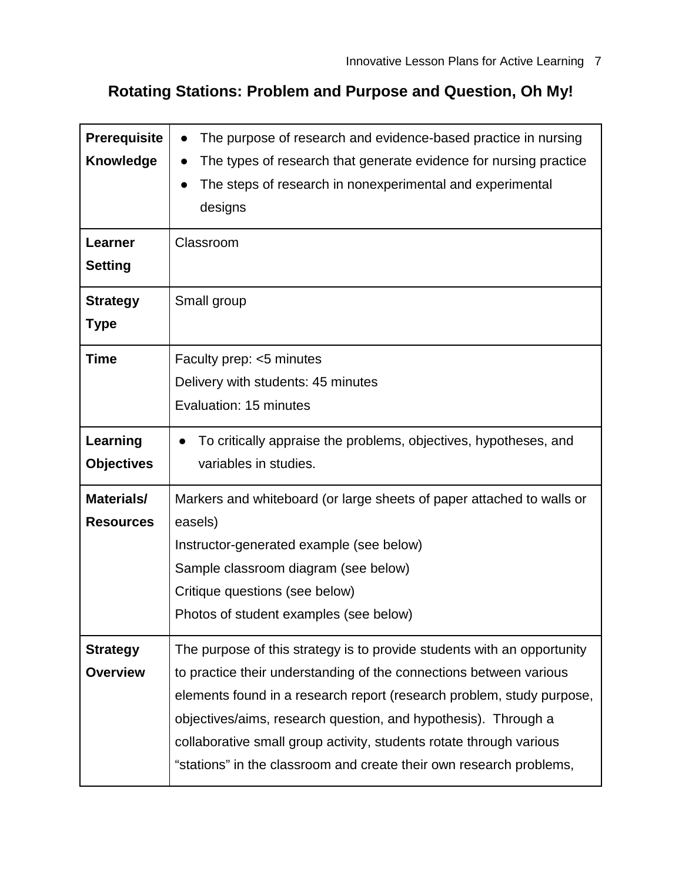## Rotating Stations: Problem and Purpose and Question, Oh My!

| | |
|---|---|
| **Prerequisite Knowledge** | • The purpose of research and evidence-based practice in nursing<br>• The types of research that generate evidence for nursing practice<br>• The steps of research in nonexperimental and experimental designs |
| **Learner Setting** | Classroom |
| **Strategy Type** | Small group |
| **Time** | Faculty prep: <5 minutes<br>Delivery with students: 45 minutes<br>Evaluation: 15 minutes |
| **Learning Objectives** | • To critically appraise the problems, objectives, hypotheses, and variables in studies. |
| **Materials/ Resources** | Markers and whiteboard (or large sheets of paper attached to walls or easels)<br>Instructor-generated example (see below)<br>Sample classroom diagram (see below)<br>Critique questions (see below)<br>Photos of student examples (see below) |
| **Strategy Overview** | The purpose of this strategy is to provide students with an opportunity to practice their understanding of the connections between various elements found in a research report (research problem, study purpose, objectives/aims, research question, and hypothesis). Through a collaborative small group activity, students rotate through various “stations” in the classroom and create their own research problems, |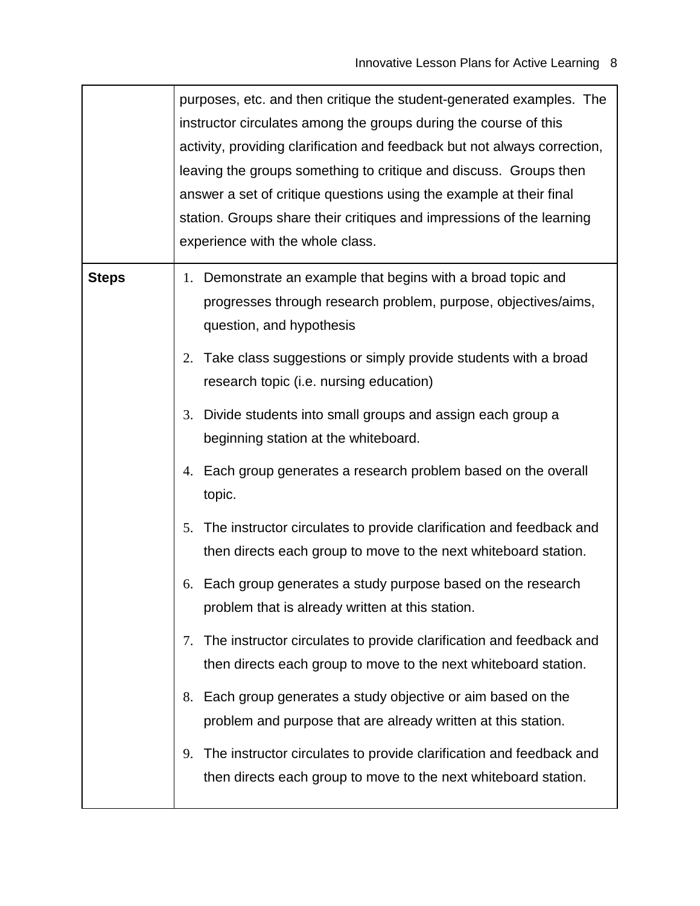| | |
|---|---|
| | purposes, etc. and then critique the student-generated examples. The instructor circulates among the groups during the course of this activity, providing clarification and feedback but not always correction, leaving the groups something to critique and discuss. Groups then answer a set of critique questions using the example at their final station. Groups share their critiques and impressions of the learning experience with the whole class. |
| **Steps** | 1. Demonstrate an example that begins with a broad topic and progresses through research problem, purpose, objectives/aims, question, and hypothesis<br>2. Take class suggestions or simply provide students with a broad research topic (i.e. nursing education)<br>3. Divide students into small groups and assign each group a beginning station at the whiteboard.<br>4. Each group generates a research problem based on the overall topic.<br>5. The instructor circulates to provide clarification and feedback and then directs each group to move to the next whiteboard station.<br>6. Each group generates a study purpose based on the research problem that is already written at this station.<br>7. The instructor circulates to provide clarification and feedback and then directs each group to move to the next whiteboard station.<br>8. Each group generates a study objective or aim based on the problem and purpose that are already written at this station.<br>9. The instructor circulates to provide clarification and feedback and then directs each group to move to the next whiteboard station. |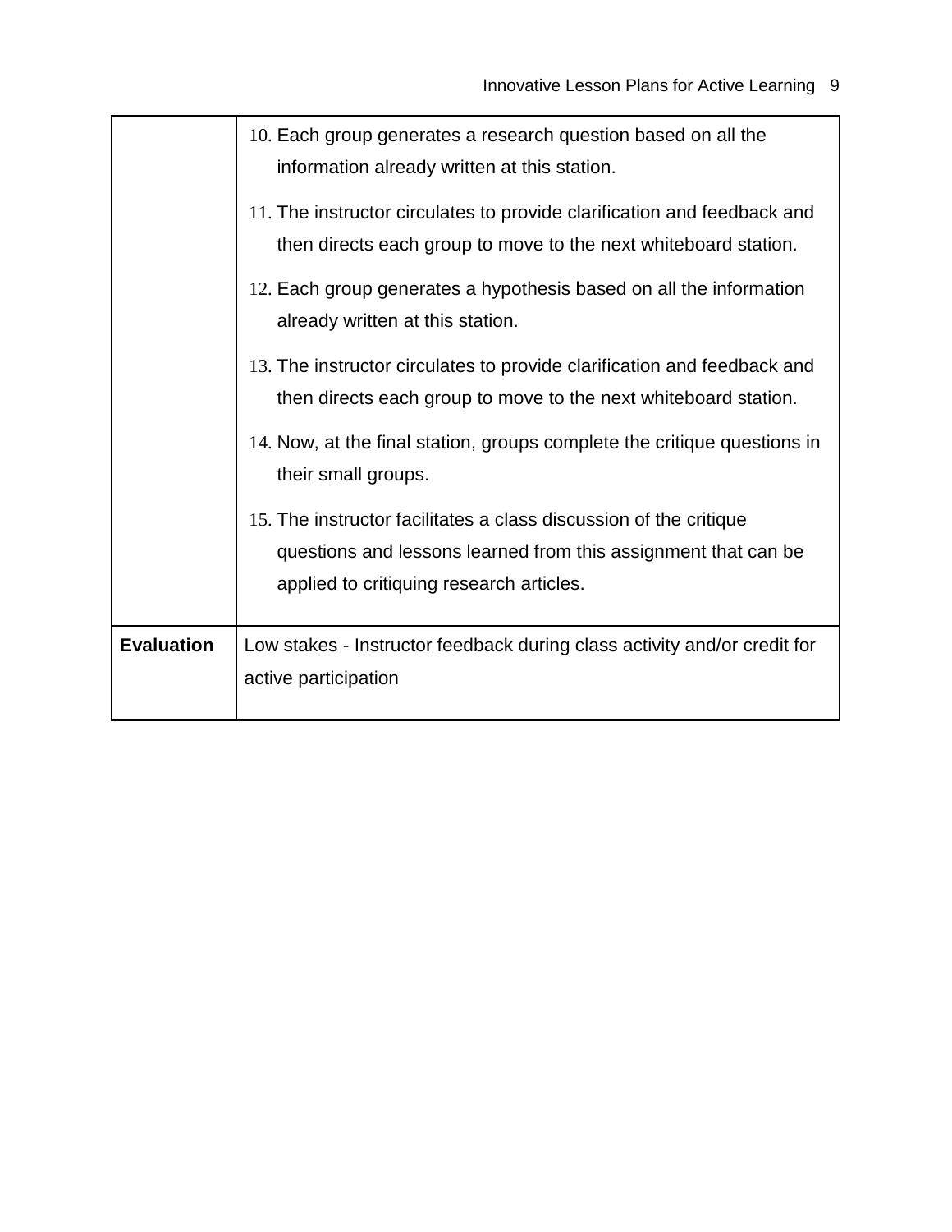| | |
|---|---|
| | 10. Each group generates a research question based on all the information already written at this station.<br>11. The instructor circulates to provide clarification and feedback and then directs each group to move to the next whiteboard station.<br>12. Each group generates a hypothesis based on all the information already written at this station.<br>13. The instructor circulates to provide clarification and feedback and then directs each group to move to the next whiteboard station.<br>14. Now, at the final station, groups complete the critique questions in their small groups.<br>15. The instructor facilitates a class discussion of the critique questions and lessons learned from this assignment that can be applied to critiquing research articles. |
| **Evaluation** | Low stakes - Instructor feedback during class activity and/or credit for active participation |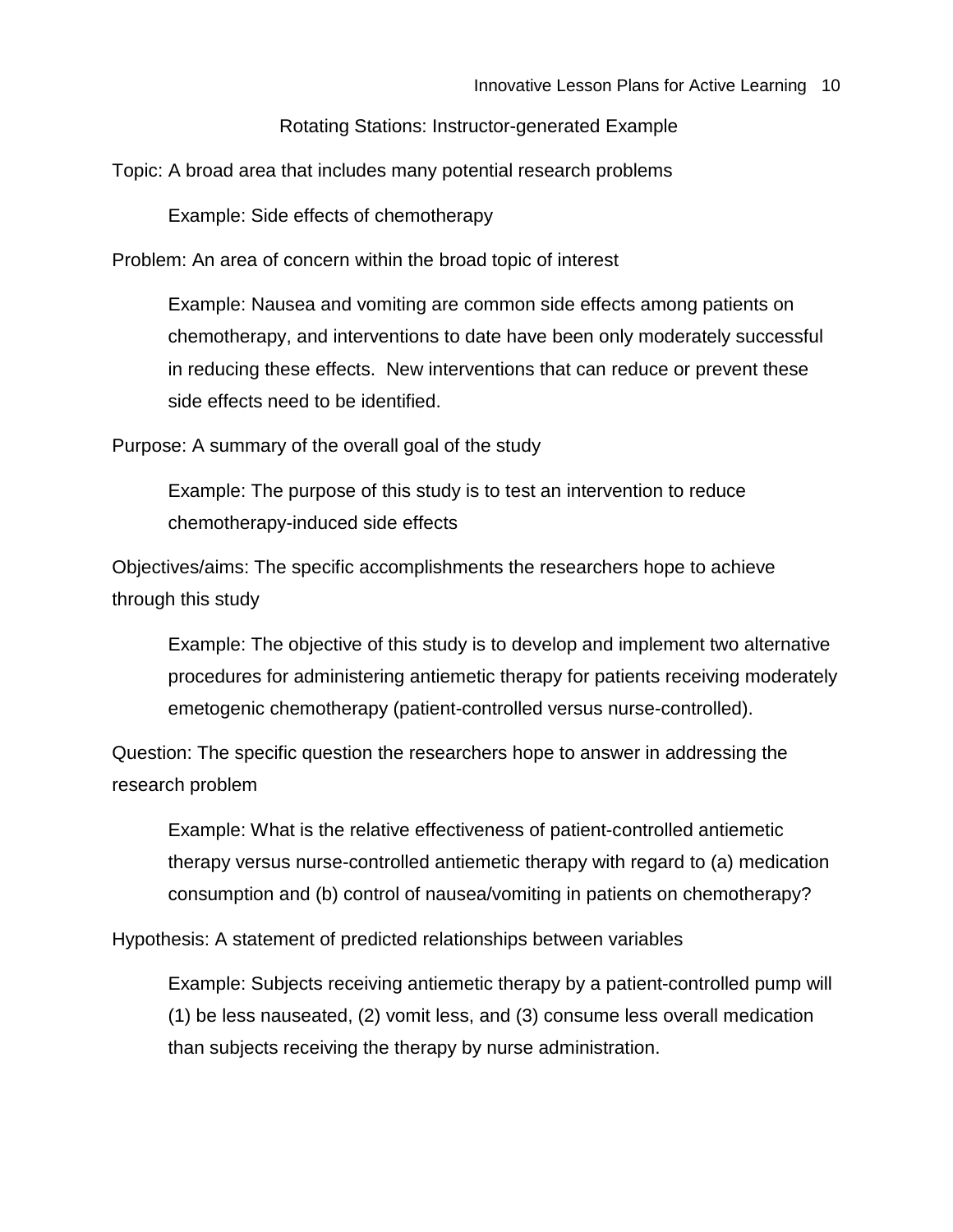## Rotating Stations: Instructor-generated Example

Topic: A broad area that includes many potential research problems

> Example: Side effects of chemotherapy

Problem: An area of concern within the broad topic of interest

> Example: Nausea and vomiting are common side effects among patients on chemotherapy, and interventions to date have been only moderately successful in reducing these effects. New interventions that can reduce or prevent these side effects need to be identified.

Purpose: A summary of the overall goal of the study

> Example: The purpose of this study is to test an intervention to reduce chemotherapy-induced side effects

Objectives/aims: The specific accomplishments the researchers hope to achieve through this study

> Example: The objective of this study is to develop and implement two alternative procedures for administering antiemetic therapy for patients receiving moderately emetogenic chemotherapy (patient-controlled versus nurse-controlled).

Question: The specific question the researchers hope to answer in addressing the research problem

> Example: What is the relative effectiveness of patient-controlled antiemetic therapy versus nurse-controlled antiemetic therapy with regard to (a) medication consumption and (b) control of nausea/vomiting in patients on chemotherapy?

Hypothesis: A statement of predicted relationships between variables

> Example: Subjects receiving antiemetic therapy by a patient-controlled pump will (1) be less nauseated, (2) vomit less, and (3) consume less overall medication than subjects receiving the therapy by nurse administration.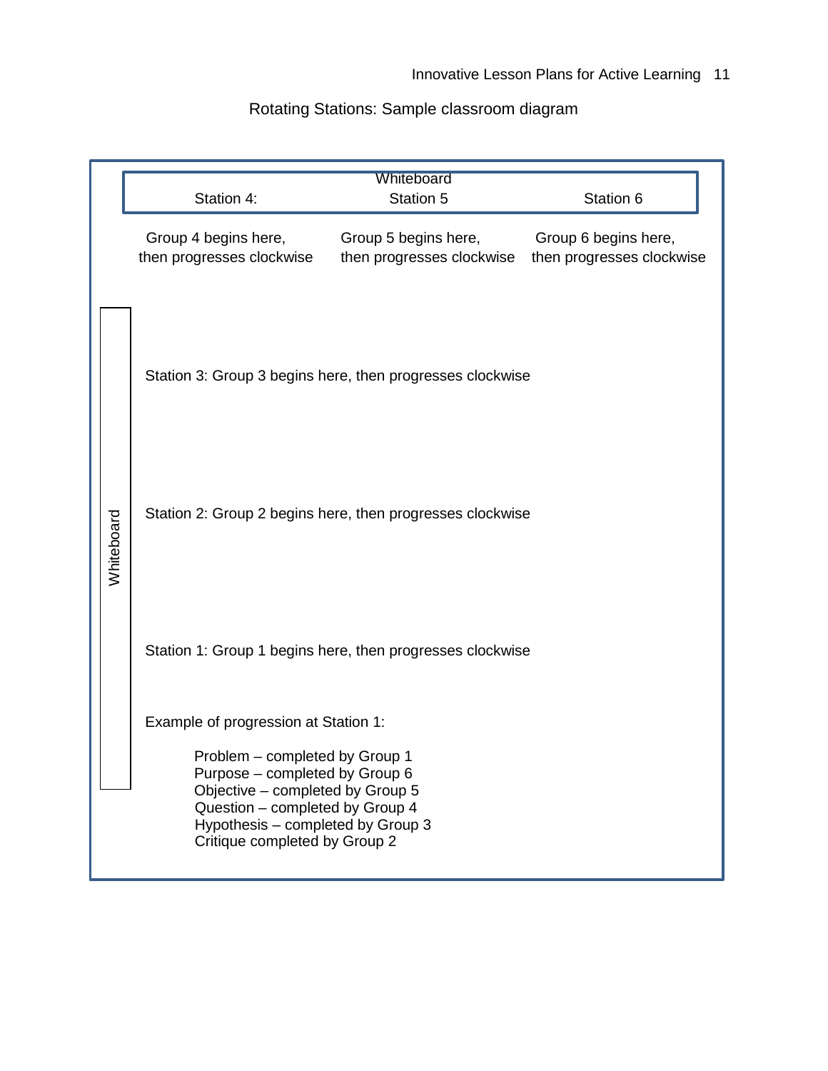Rotating Stations: Sample classroom diagram

Whiteboard

Station 4: Group 4 begins here, then progresses clockwise

Station 5: Group 5 begins here, then progresses clockwise

Station 6: Group 6 begins here, then progresses clockwise

Whiteboard

Station 3: Group 3 begins here, then progresses clockwise

Station 2: Group 2 begins here, then progresses clockwise

Station 1: Group 1 begins here, then progresses clockwise

Example of progression at Station 1:

Problem – completed by Group 1
Purpose – completed by Group 6
Objective – completed by Group 5
Question – completed by Group 4
Hypothesis – completed by Group 3
Critique completed by Group 2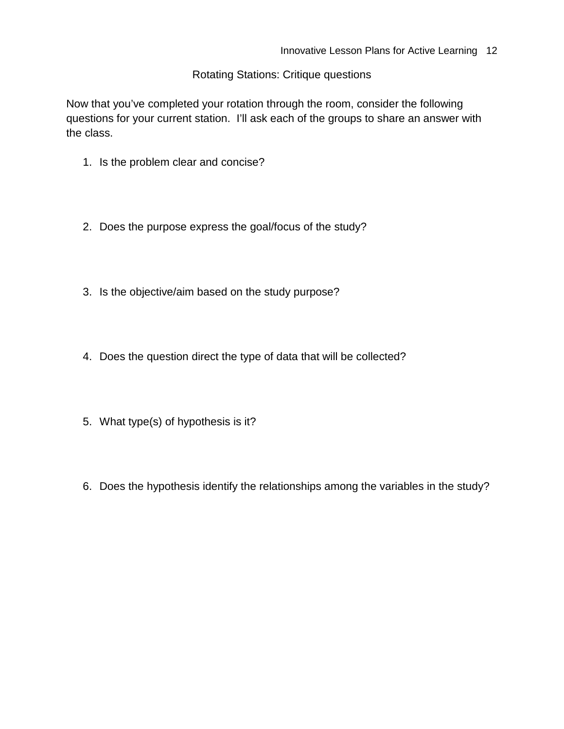## Rotating Stations: Critique questions

Now that you've completed your rotation through the room, consider the following questions for your current station. I'll ask each of the groups to share an answer with the class.

1. Is the problem clear and concise?
2. Does the purpose express the goal/focus of the study?
3. Is the objective/aim based on the study purpose?
4. Does the question direct the type of data that will be collected?
5. What type(s) of hypothesis is it?
6. Does the hypothesis identify the relationships among the variables in the study?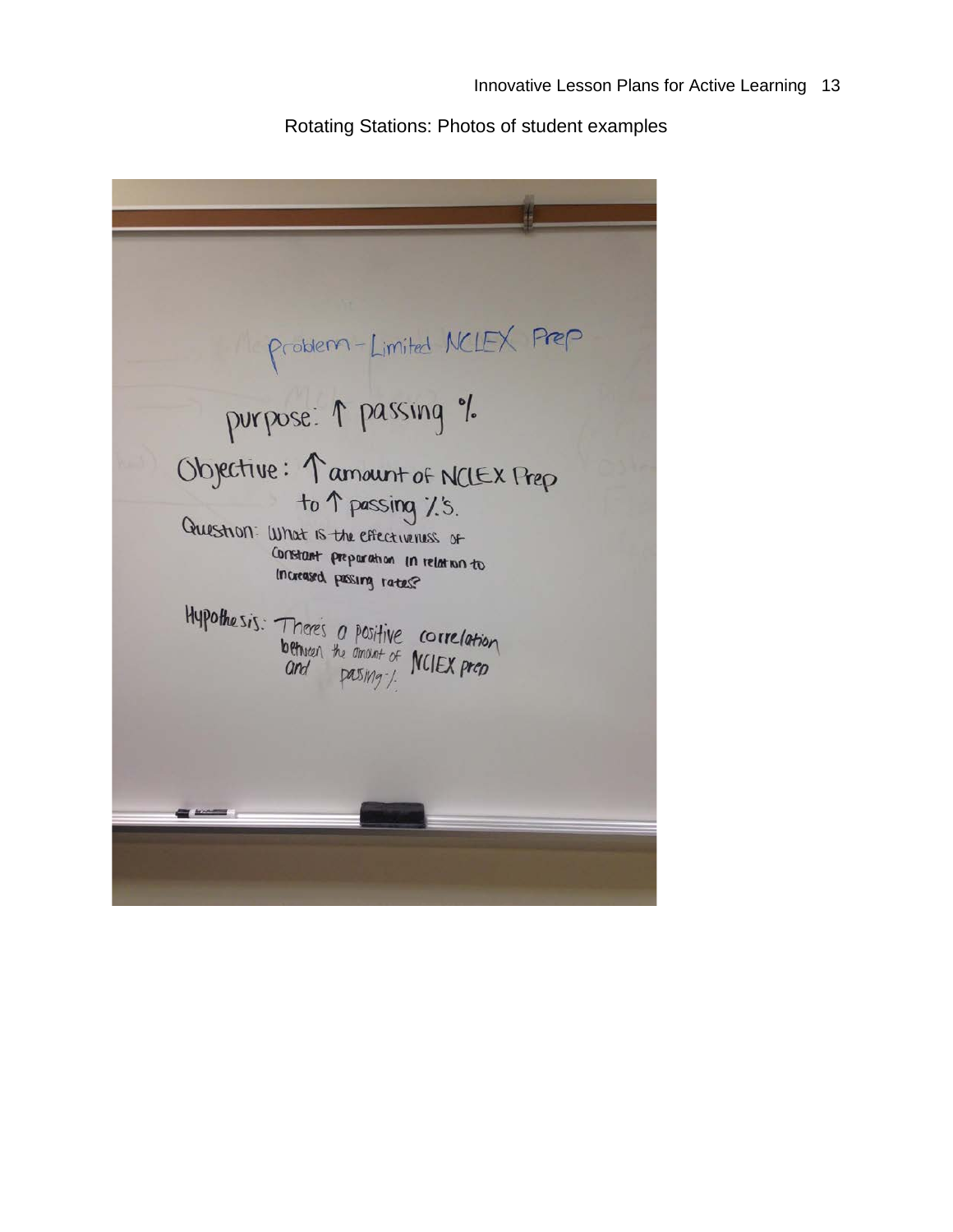Rotating Stations: Photos of student examples

Problem - Limited NCLEX Prep

purpose: ↑ passing %

Objective: ↑ amount of NCLEX Prep to ↑ passing %'s.

Question: What is the effectiveness of constant preparation in relation to increased passing rates?

Hypothesis: There's a positive correlation between the amount of NCLEX prep and passing %.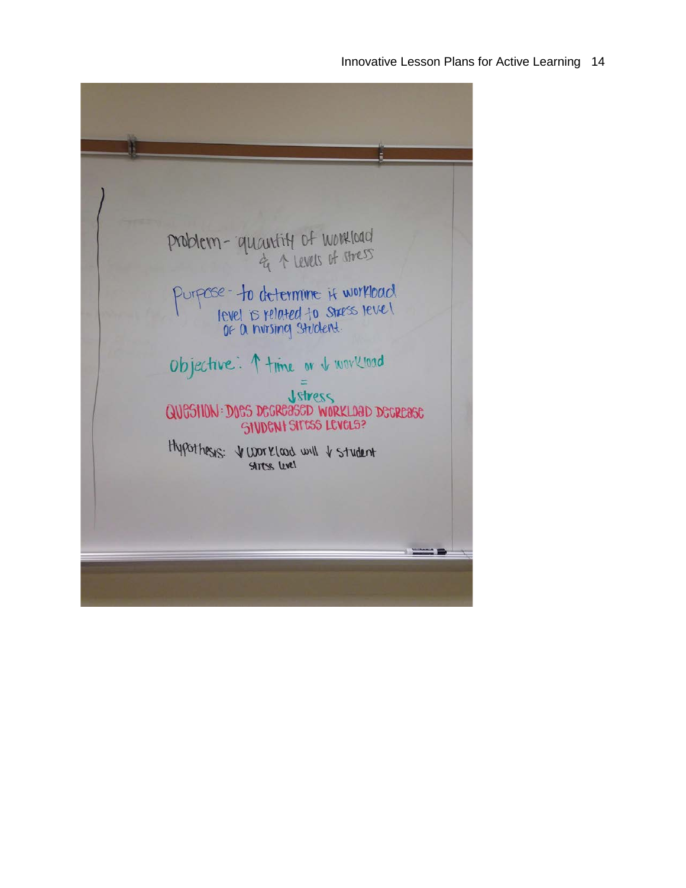Problem - quantity of workload & ↑ levels of stress

Purpose - to determine if workload level is related to stress level of a nursing student.

Objective: ↑ time or ↓ workload = ↓ stress

QUESTION: DOES DECREASED WORKLOAD DECREASE STUDENT SITESS LEVELS?

Hypothesis: ↓ workload will ↓ student stress level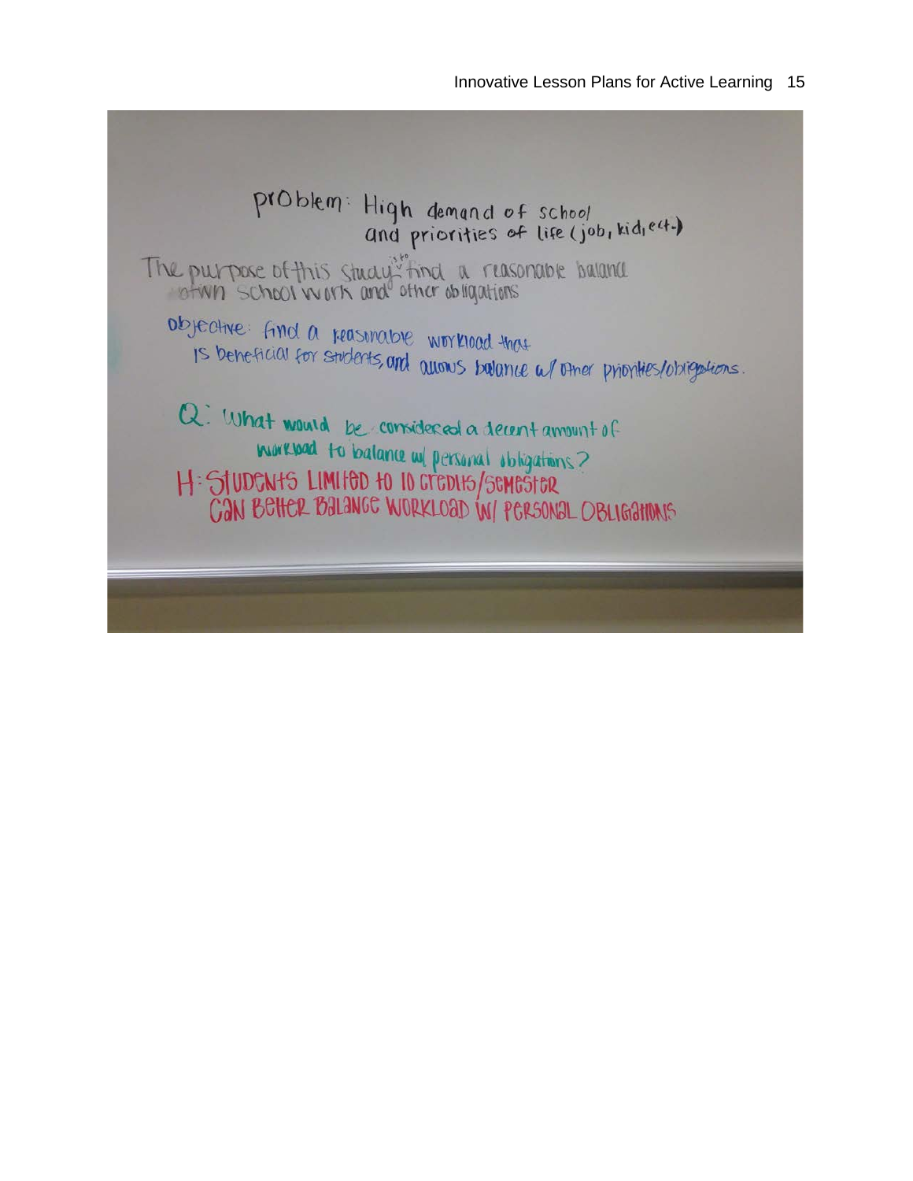Problem: High demand of school and priorities of life (job, kid, ect.)

The purpose of this study is to find a reasonable balance btwn school work and other obligations

Objective: find a reasonable workload that is beneficial for students, and allows balance w/ other priorities/obligations.

Q: What would be considered a decent amount of workload to balance w/ personal obligations?

H: STUDENTS LIMITED to 10 CREDITS/SEMESTER CAN BETTER BALANCE WORKLOAD W/ PERSONAL OBLIGATIONS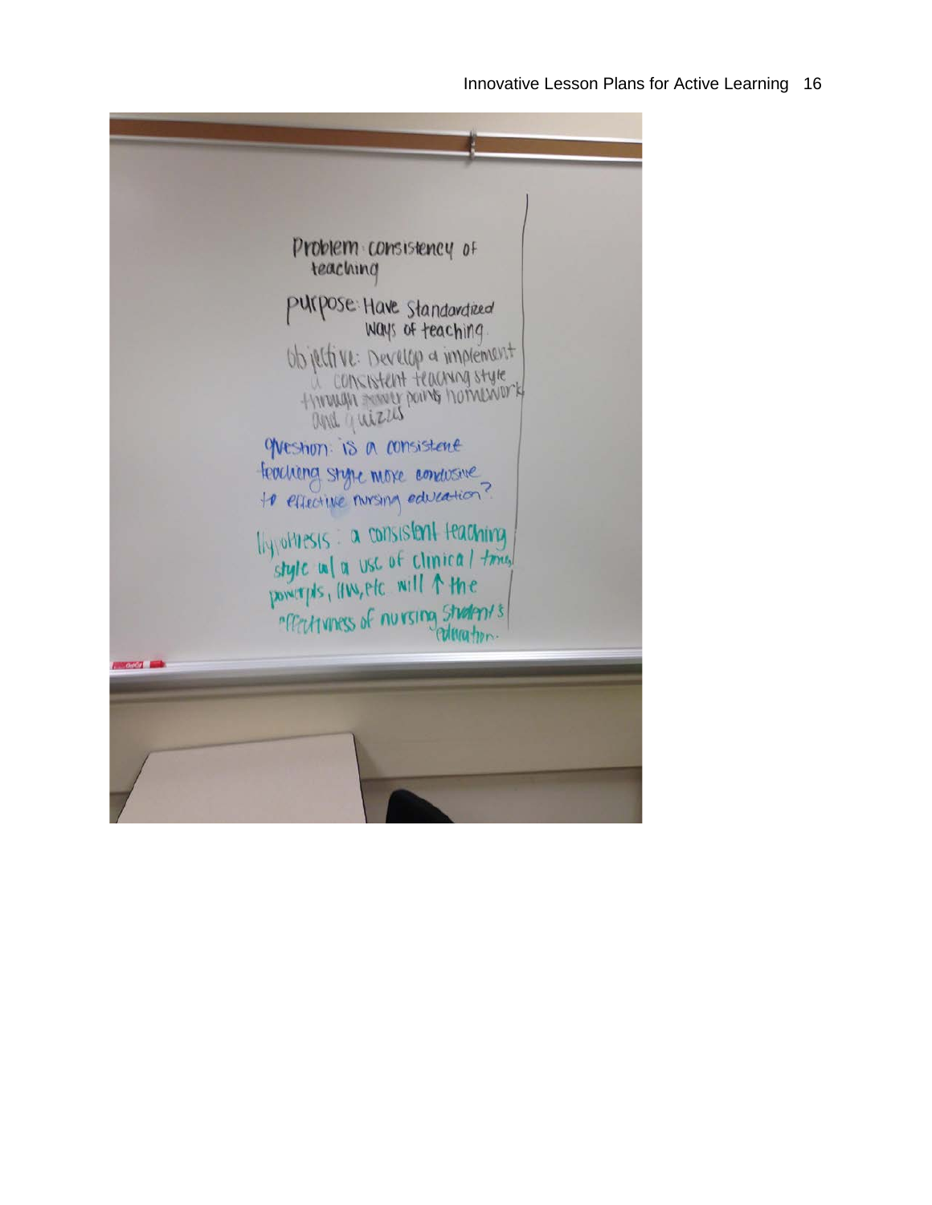Problem: consistency of teaching

purpose: Have Standardized ways of teaching.

Objective: Develop & implement a consistent teaching style through power points homework and quizzes

Question: is a consistent teaching style more conducive to effective nursing education?

Hypothesis: a consistent teaching style w/ a use of clinical time, powerpts, HWs, etc will ↑ the effectiveness of nursing student's education.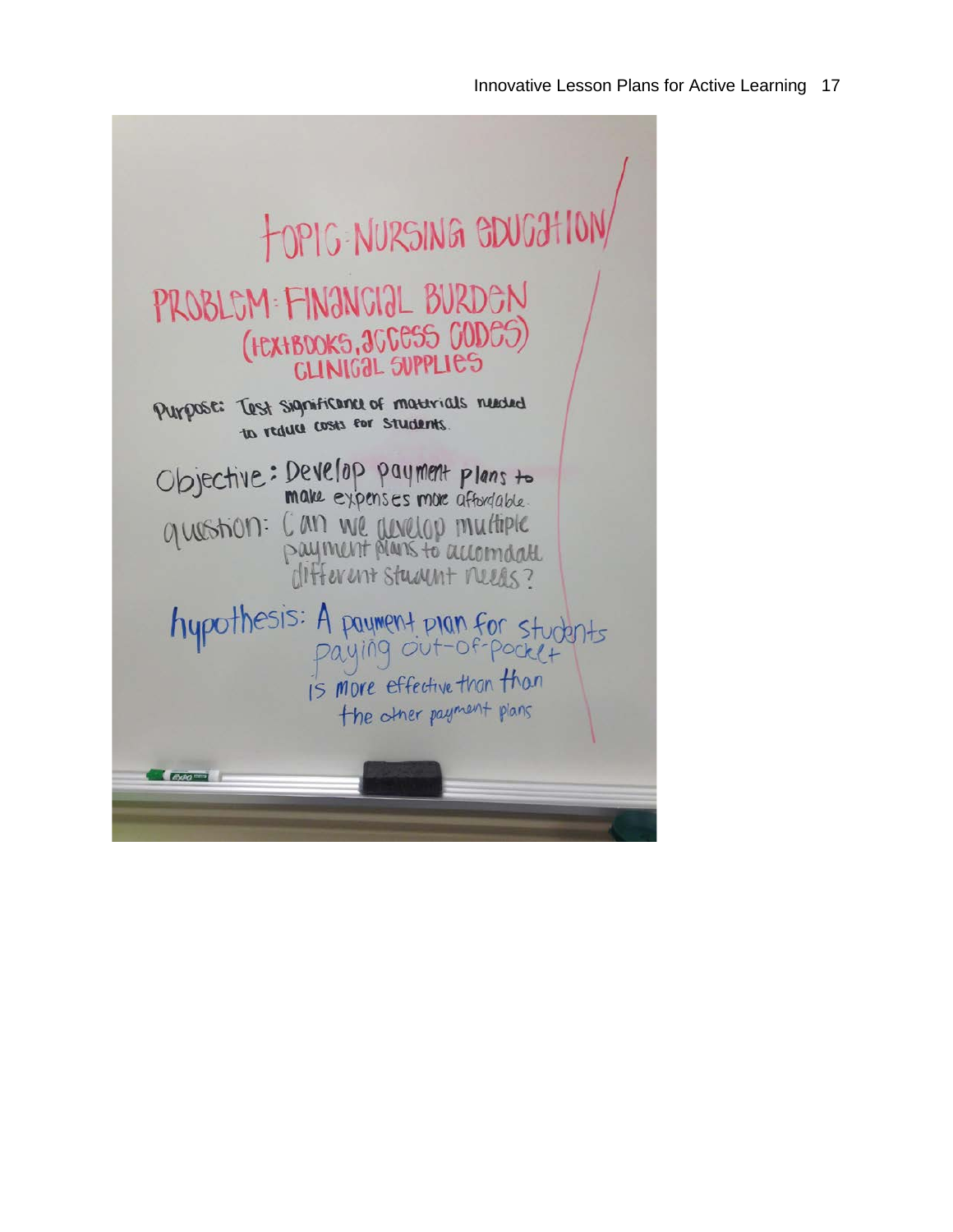TOPIC: NURSING EDUCATION

PROBLEM: FINANCIAL BURDEN
(TEXTBOOKS, ACCESS CODES)
CLINICAL SUPPLIES

Purpose: Test significance of materials needed to reduce costs for students.

Objective: Develop payment plans to make expenses more affordable.

question: Can we develop multiple payment plans to accomdate different student needs?

hypothesis: A payment plan for students paying out-of-pocket is more effective than than the other payment plans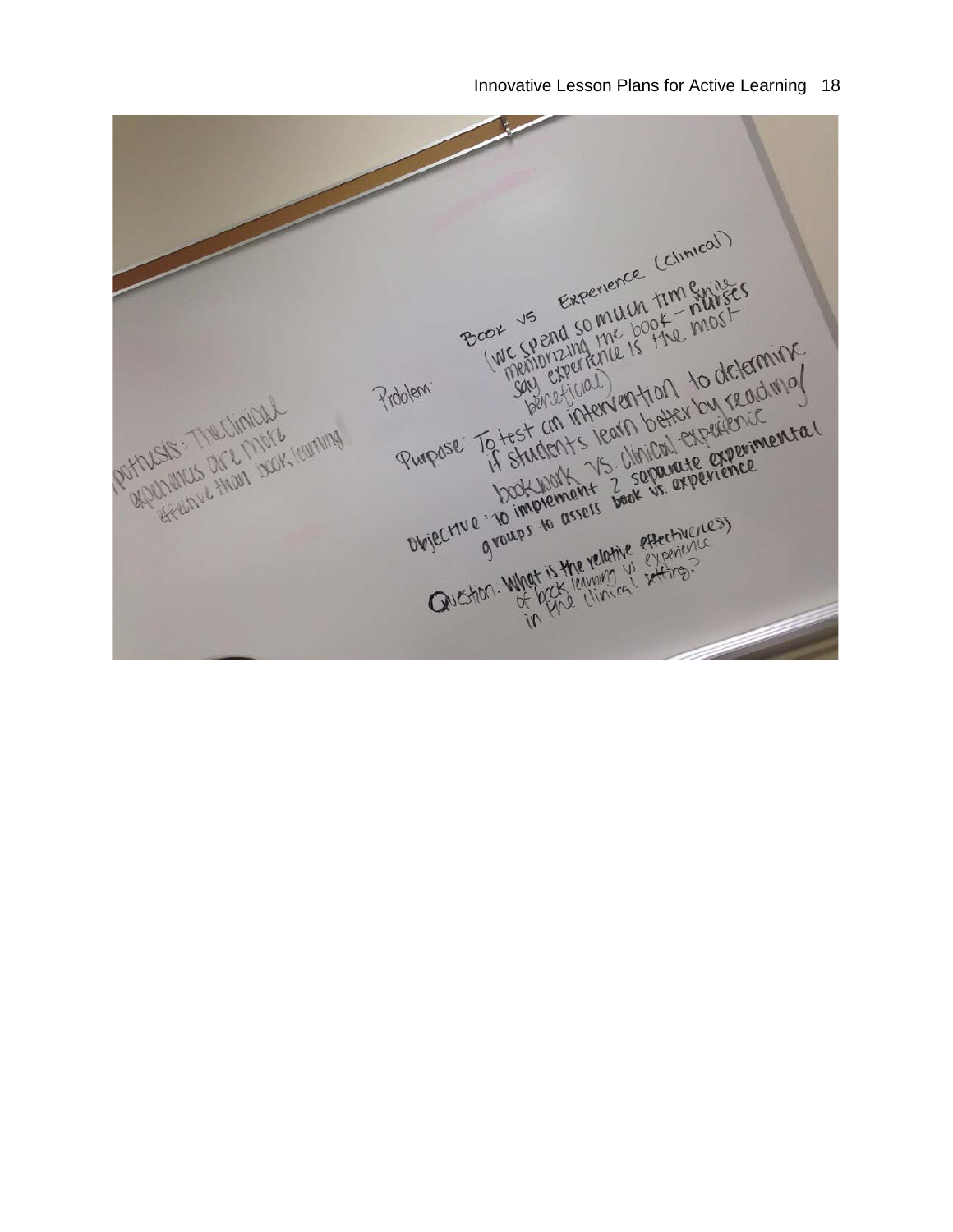Book vs Experience (clinical)

Problem: (we spend so much time memorizing the book while nurses say experience is the most beneficial)

Purpose: To test an intervention to determine if students learn better by reading/bookwork vs. clinical experience

Objective: To implement 2 separate experimental groups to assess book vs. experience

Question: What is the relative effectiveness of book learning vs experience in the clinical setting?

Hypothesis: The clinical experiences are more effective than book learning